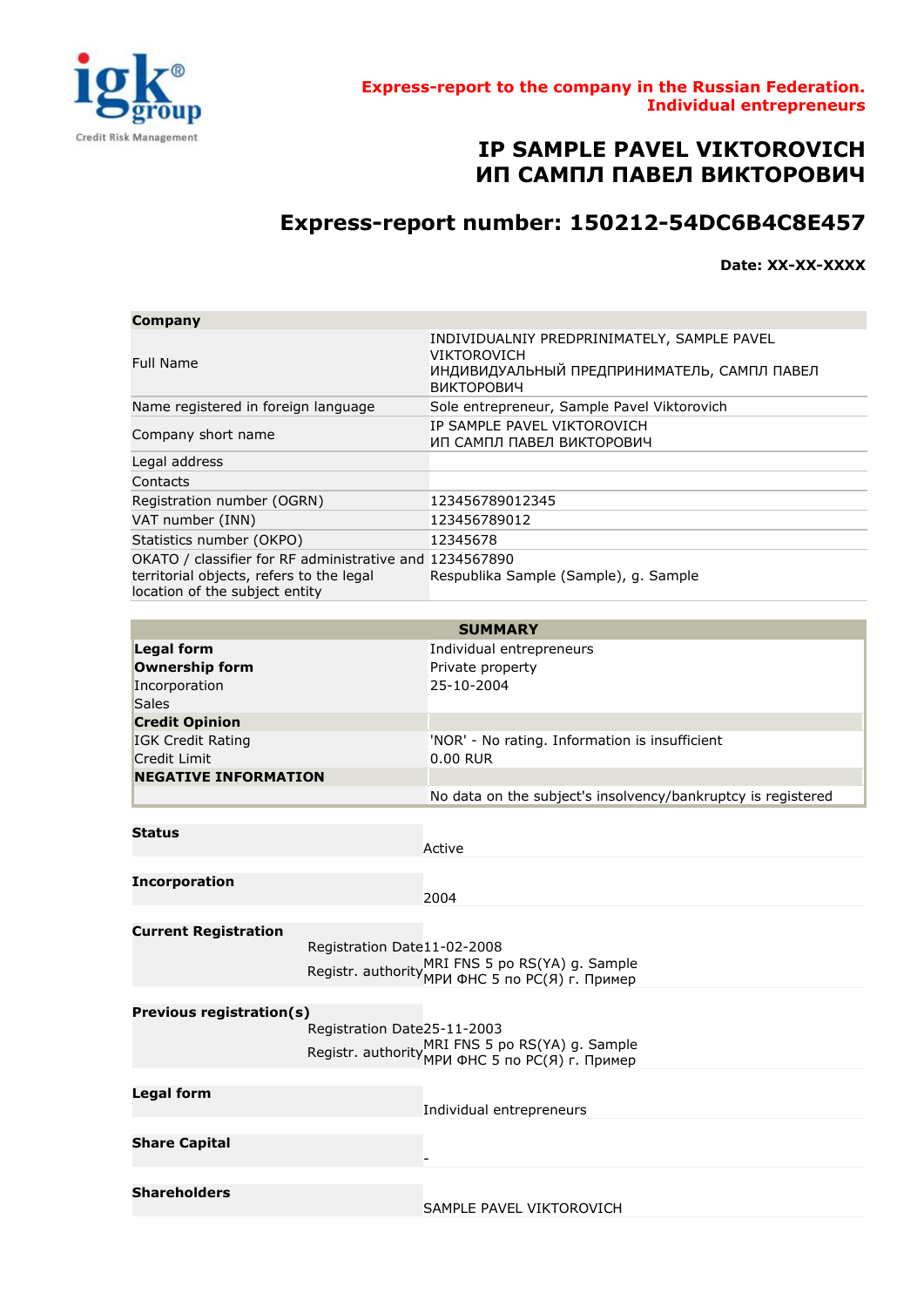igk® group
Credit Risk Management

**Express-report to the company in the Russian Federation. Individual entrepreneurs**

# IP SAMPLE PAVEL VIKTOROVICH
# ИП САМПЛ ПАВЕЛ ВИКТОРОВИЧ

## Express-report number: 150212-54DC6B4C8E457

**Date: XX-XX-XXXX**

| **Company** | |
|---|---|
| Full Name | INDIVIDUALNIY PREDPRINIMATELY, SAMPLE PAVEL VIKTOROVICH<br>ИНДИВИДУАЛЬНЫЙ ПРЕДПРИНИМАТЕЛЬ, САМПЛ ПАВЕЛ ВИКТОРОВИЧ |
| Name registered in foreign language | Sole entrepreneur, Sample Pavel Viktorovich |
| Company short name | IP SAMPLE PAVEL VIKTOROVICH<br>ИП САМПЛ ПАВЕЛ ВИКТОРОВИЧ |
| Legal address | |
| Contacts | |
| Registration number (OGRN) | 123456789012345 |
| VAT number (INN) | 123456789012 |
| Statistics number (OKPO) | 12345678 |
| OKATO / classifier for RF administrative and territorial objects, refers to the legal location of the subject entity | 1234567890<br>Respublika Sample (Sample), g. Sample |

| **SUMMARY** | |
|---|---|
| **Legal form** | Individual entrepreneurs |
| **Ownership form** | Private property |
| Incorporation | 25-10-2004 |
| Sales | |
| **Credit Opinion** | |
| IGK Credit Rating | 'NOR' - No rating. Information is insufficient |
| Credit Limit | 0.00 RUR |
| **NEGATIVE INFORMATION** | |
| | No data on the subject's insolvency/bankruptcy is registered |

| | | |
|---|---|---|
| **Status** | | Active |
| **Incorporation** | | 2004 |
| **Current Registration** | Registration Date | 11-02-2008 |
| | Registr. authority | MRI FNS 5 po RS(YA) g. Sample<br>МРИ ФНС 5 по РС(Я) г. Пример |
| **Previous registration(s)** | Registration Date | 25-11-2003 |
| | Registr. authority | MRI FNS 5 po RS(YA) g. Sample<br>МРИ ФНС 5 по РС(Я) г. Пример |
| **Legal form** | | Individual entrepreneurs |
| **Share Capital** | | - |
| **Shareholders** | | SAMPLE PAVEL VIKTOROVICH |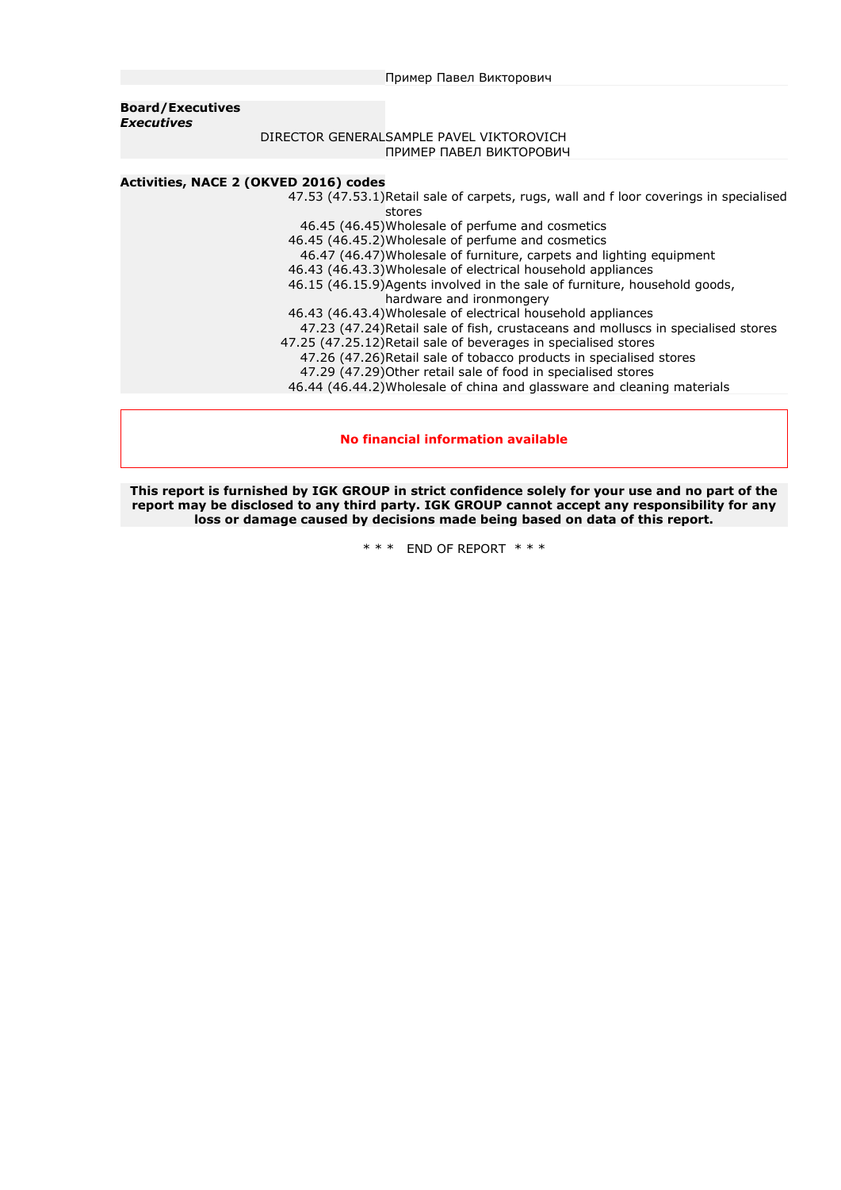| | |
|---|---|
| | Пример Павел Викторович |

**Board/Executives**
***Executives***

| | |
|---|---|
| DIRECTOR GENERAL | SAMPLE PAVEL VIKTOROVICH<br>ПРИМЕР ПАВЕЛ ВИКТОРОВИЧ |

**Activities, NACE 2 (OKVED 2016) codes**

| | |
|---|---|
| 47.53 (47.53.1) | Retail sale of carpets, rugs, wall and f loor coverings in specialised stores |
| 46.45 (46.45) | Wholesale of perfume and cosmetics |
| 46.45 (46.45.2) | Wholesale of perfume and cosmetics |
| 46.47 (46.47) | Wholesale of furniture, carpets and lighting equipment |
| 46.43 (46.43.3) | Wholesale of electrical household appliances |
| 46.15 (46.15.9) | Agents involved in the sale of furniture, household goods, hardware and ironmongery |
| 46.43 (46.43.4) | Wholesale of electrical household appliances |
| 47.23 (47.24) | Retail sale of fish, crustaceans and molluscs in specialised stores |
| 47.25 (47.25.12) | Retail sale of beverages in specialised stores |
| 47.26 (47.26) | Retail sale of tobacco products in specialised stores |
| 47.29 (47.29) | Other retail sale of food in specialised stores |
| 46.44 (46.44.2) | Wholesale of china and glassware and cleaning materials |

**No financial information available**

**This report is furnished by IGK GROUP in strict confidence solely for your use and no part of the report may be disclosed to any third party. IGK GROUP cannot accept any responsibility for any loss or damage caused by decisions made being based on data of this report.**

* * * END OF REPORT * * *